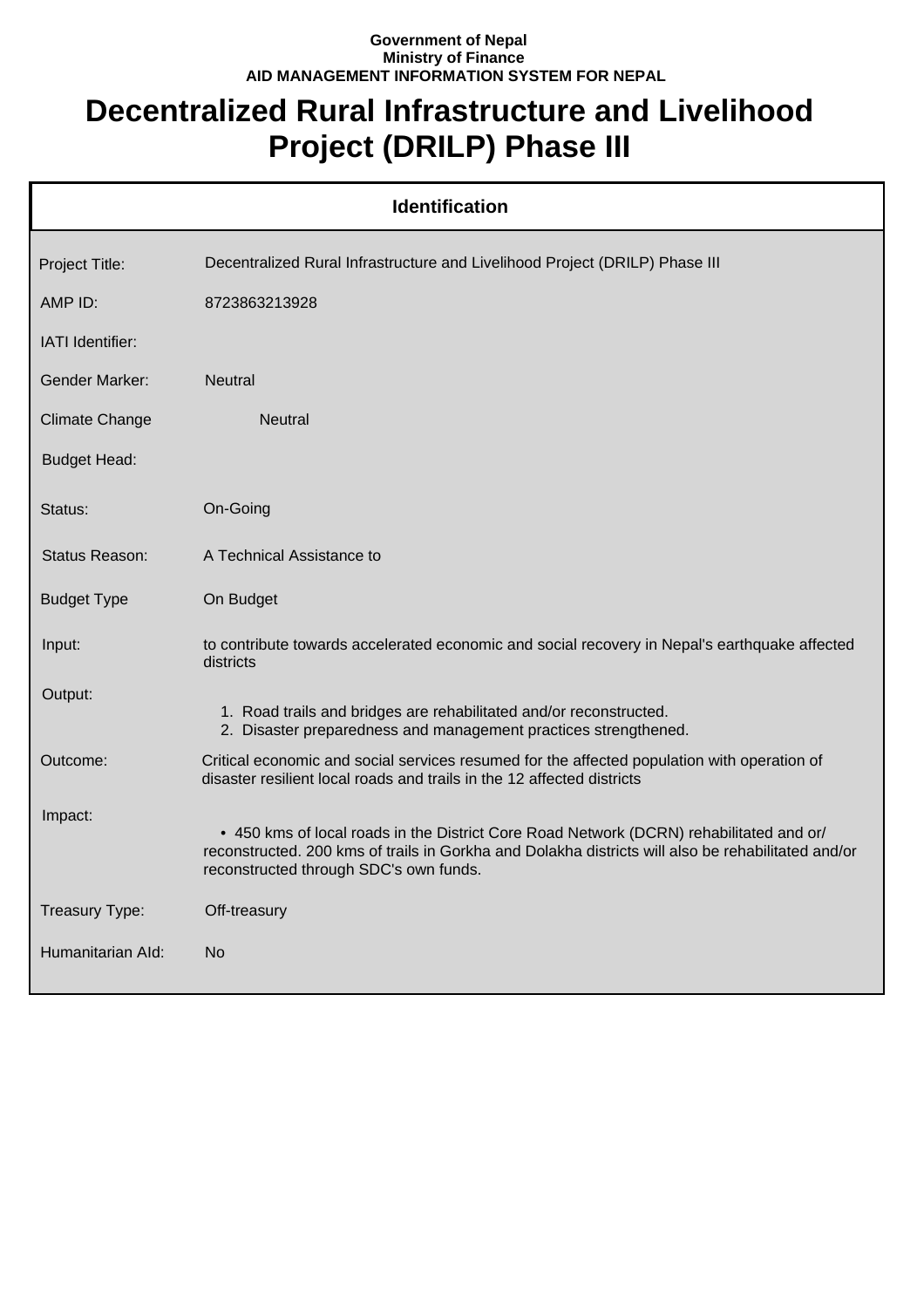**Government of Nepal**
**Ministry of Finance**
**AID MANAGEMENT INFORMATION SYSTEM FOR NEPAL**

# Decentralized Rural Infrastructure and Livelihood Project (DRILP) Phase III

## Identification

| | |
|---|---|
| Project Title: | Decentralized Rural Infrastructure and Livelihood Project (DRILP) Phase III |
| AMP ID: | 8723863213928 |
| IATI Identifier: | |
| Gender Marker: | Neutral |
| Climate Change | Neutral |
| Budget Head: | |
| Status: | On-Going |
| Status Reason: | A Technical Assistance to |
| Budget Type | On Budget |
| Input: | to contribute towards accelerated economic and social recovery in Nepal's earthquake affected districts |
| Output: | 1. Road trails and bridges are rehabilitated and/or reconstructed. 2. Disaster preparedness and management practices strengthened. |
| Outcome: | Critical economic and social services resumed for the affected population with operation of disaster resilient local roads and trails in the 12 affected districts |
| Impact: | • 450 kms of local roads in the District Core Road Network (DCRN) rehabilitated and or/ reconstructed. 200 kms of trails in Gorkha and Dolakha districts will also be rehabilitated and/or reconstructed through SDC's own funds. |
| Treasury Type: | Off-treasury |
| Humanitarian AId: | No |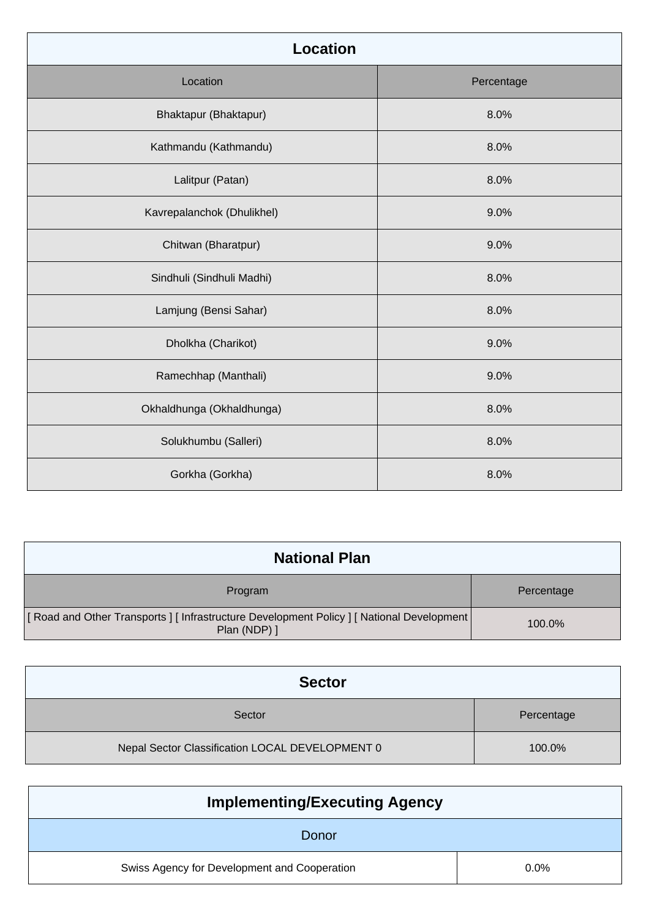## Location

| Location | Percentage |
|---|---|
| Bhaktapur (Bhaktapur) | 8.0% |
| Kathmandu (Kathmandu) | 8.0% |
| Lalitpur (Patan) | 8.0% |
| Kavrepalanchok (Dhulikhel) | 9.0% |
| Chitwan (Bharatpur) | 9.0% |
| Sindhuli (Sindhuli Madhi) | 8.0% |
| Lamjung (Bensi Sahar) | 8.0% |
| Dholkha (Charikot) | 9.0% |
| Ramechhap (Manthali) | 9.0% |
| Okhaldhunga (Okhaldhunga) | 8.0% |
| Solukhumbu (Salleri) | 8.0% |
| Gorkha (Gorkha) | 8.0% |

## National Plan

| Program | Percentage |
|---|---|
| [ Road and Other Transports ] [ Infrastructure Development Policy ] [ National Development Plan (NDP) ] | 100.0% |

## Sector

| Sector | Percentage |
|---|---|
| Nepal Sector Classification LOCAL DEVELOPMENT 0 | 100.0% |

## Implementing/Executing Agency

| Donor | |
|---|---|
| Swiss Agency for Development and Cooperation | 0.0% |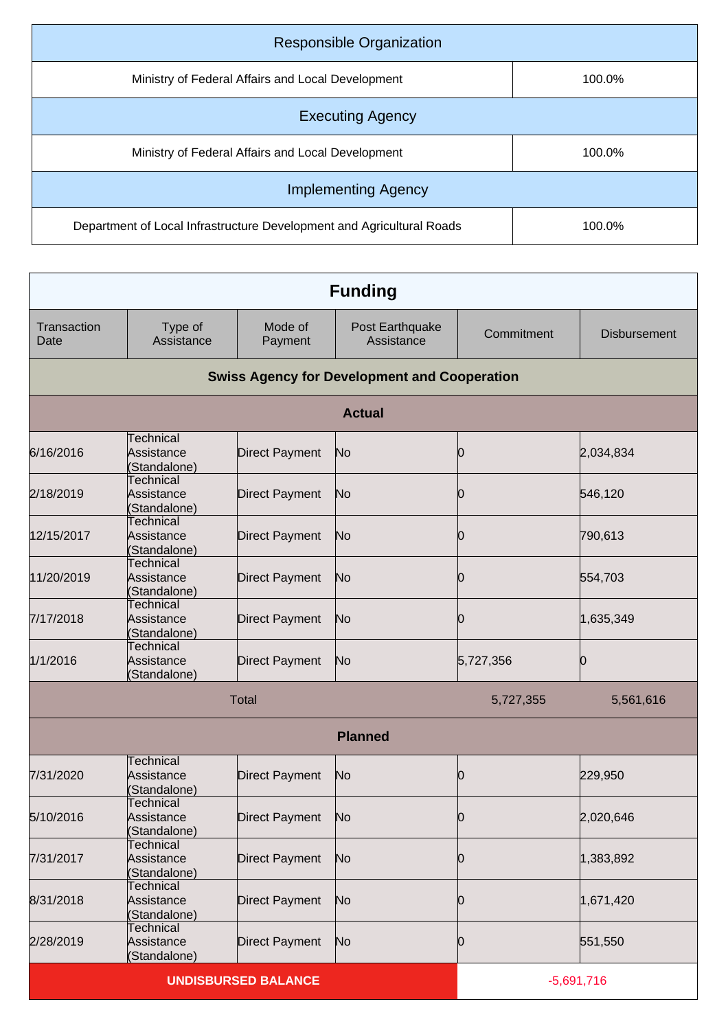| Responsible Organization | |
|---|---|
| Ministry of Federal Affairs and Local Development | 100.0% |

| Executing Agency | |
|---|---|
| Ministry of Federal Affairs and Local Development | 100.0% |

| Implementing Agency | |
|---|---|
| Department of Local Infrastructure Development and Agricultural Roads | 100.0% |

## Funding

| Transaction Date | Type of Assistance | Mode of Payment | Post Earthquake Assistance | Commitment | Disbursement |
|---|---|---|---|---|---|
| **Swiss Agency for Development and Cooperation** | | | | | |
| **Actual** | | | | | |
| 6/16/2016 | Technical Assistance (Standalone) | Direct Payment | No | 0 | 2,034,834 |
| 2/18/2019 | Technical Assistance (Standalone) | Direct Payment | No | 0 | 546,120 |
| 12/15/2017 | Technical Assistance (Standalone) | Direct Payment | No | 0 | 790,613 |
| 11/20/2019 | Technical Assistance (Standalone) | Direct Payment | No | 0 | 554,703 |
| 7/17/2018 | Technical Assistance (Standalone) | Direct Payment | No | 0 | 1,635,349 |
| 1/1/2016 | Technical Assistance (Standalone) | Direct Payment | No | 5,727,356 | 0 |
| Total | | | | 5,727,355 | 5,561,616 |
| **Planned** | | | | | |
| 7/31/2020 | Technical Assistance (Standalone) | Direct Payment | No | 0 | 229,950 |
| 5/10/2016 | Technical Assistance (Standalone) | Direct Payment | No | 0 | 2,020,646 |
| 7/31/2017 | Technical Assistance (Standalone) | Direct Payment | No | 0 | 1,383,892 |
| 8/31/2018 | Technical Assistance (Standalone) | Direct Payment | No | 0 | 1,671,420 |
| 2/28/2019 | Technical Assistance (Standalone) | Direct Payment | No | 0 | 551,550 |
| **UNDISBURSED BALANCE** | | | | -5,691,716 | |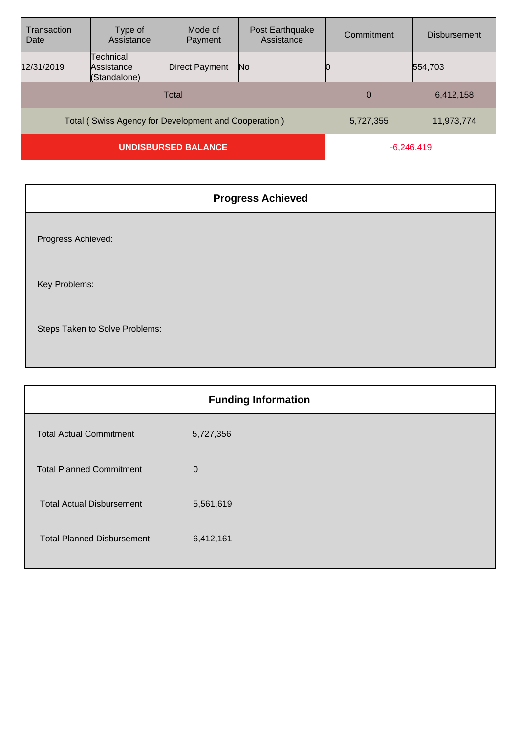| Transaction Date | Type of Assistance | Mode of Payment | Post Earthquake Assistance | Commitment | Disbursement |
|---|---|---|---|---|---|
| 12/31/2019 | Technical Assistance (Standalone) | Direct Payment | No | 0 | 554,703 |
| Total | | | | 0 | 6,412,158 |
| Total ( Swiss Agency for Development and Cooperation ) | | | | 5,727,355 | 11,973,774 |
| **UNDISBURSED BALANCE** | | | | -6,246,419 | |

## Progress Achieved

Progress Achieved:

Key Problems:

Steps Taken to Solve Problems:

## Funding Information

| | |
|---|---|
| Total Actual Commitment | 5,727,356 |
| Total Planned Commitment | 0 |
| Total Actual Disbursement | 5,561,619 |
| Total Planned Disbursement | 6,412,161 |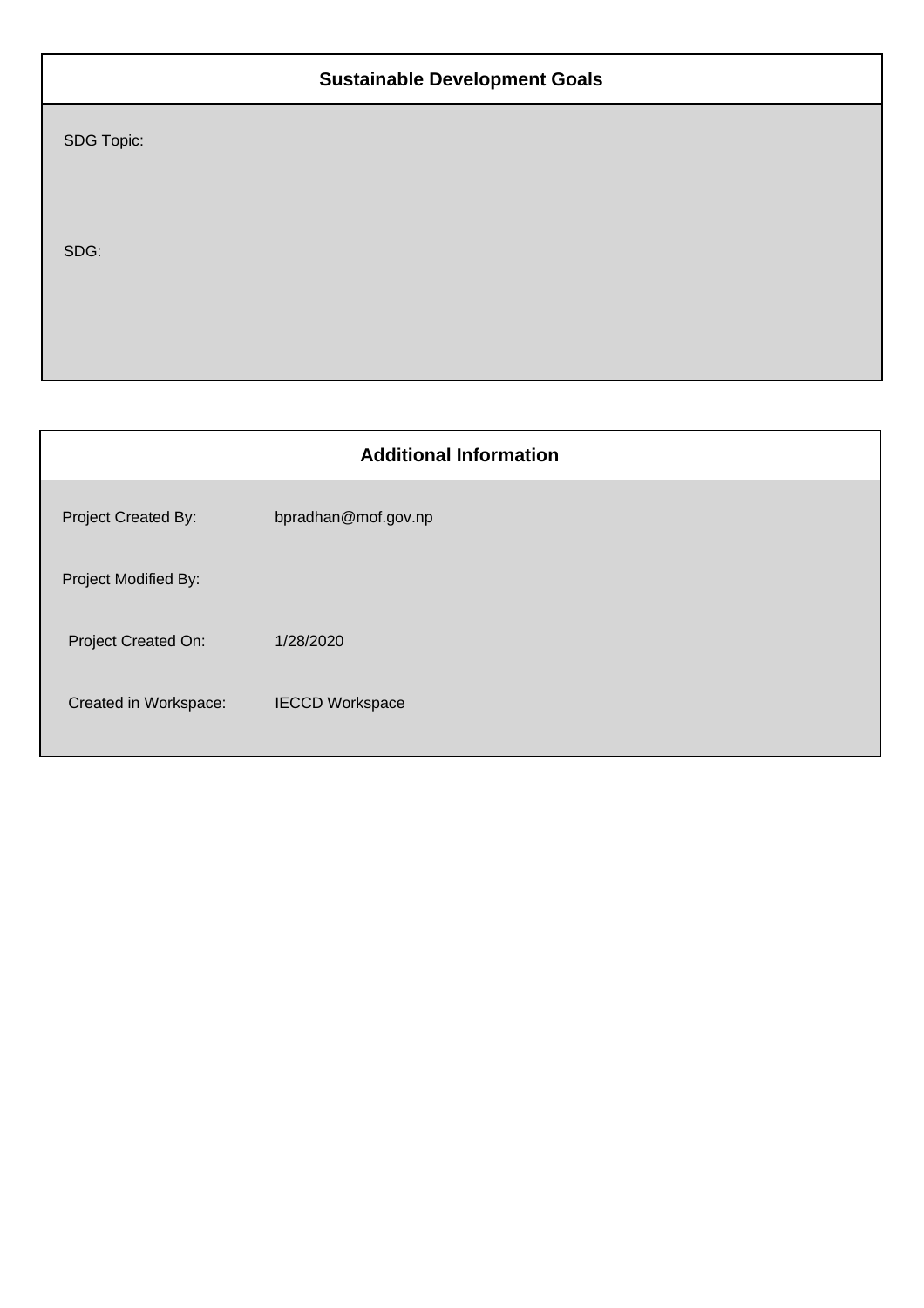## Sustainable Development Goals

SDG Topic:

SDG:

## Additional Information

| | |
|---|---|
| Project Created By: | bpradhan@mof.gov.np |
| Project Modified By: | |
| Project Created On: | 1/28/2020 |
| Created in Workspace: | IECCD Workspace |